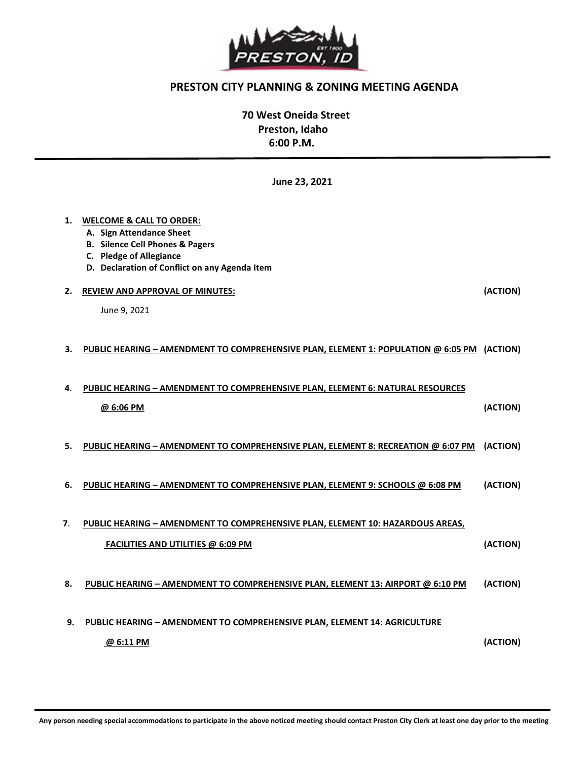# PRESTON CITY PLANNING & ZONING MEETING AGENDA

**70 West Oneida Street**
**Preston, Idaho**
**6:00 P.M.**

---

**June 23, 2021**

1. **WELCOME & CALL TO ORDER:**
   - A. **Sign Attendance Sheet**
   - B. **Silence Cell Phones & Pagers**
   - C. **Pledge of Allegiance**
   - D. **Declaration of Conflict on any Agenda Item**

2. **REVIEW AND APPROVAL OF MINUTES:** **(ACTION)**

   June 9, 2021

3. **PUBLIC HEARING – AMENDMENT TO COMPREHENSIVE PLAN, ELEMENT 1: POPULATION @ 6:05 PM** **(ACTION)**

4. **PUBLIC HEARING – AMENDMENT TO COMPREHENSIVE PLAN, ELEMENT 6: NATURAL RESOURCES @ 6:06 PM** **(ACTION)**

5. **PUBLIC HEARING – AMENDMENT TO COMPREHENSIVE PLAN, ELEMENT 8: RECREATION @ 6:07 PM** **(ACTION)**

6. **PUBLIC HEARING – AMENDMENT TO COMPREHENSIVE PLAN, ELEMENT 9: SCHOOLS @ 6:08 PM** **(ACTION)**

7. **PUBLIC HEARING – AMENDMENT TO COMPREHENSIVE PLAN, ELEMENT 10: HAZARDOUS AREAS, FACILITIES AND UTILITIES @ 6:09 PM** **(ACTION)**

8. **PUBLIC HEARING – AMENDMENT TO COMPREHENSIVE PLAN, ELEMENT 13: AIRPORT @ 6:10 PM** **(ACTION)**

9. **PUBLIC HEARING – AMENDMENT TO COMPREHENSIVE PLAN, ELEMENT 14: AGRICULTURE @ 6:11 PM** **(ACTION)**

---

**Any person needing special accommodations to participate in the above noticed meeting should contact Preston City Clerk at least one day prior to the meeting**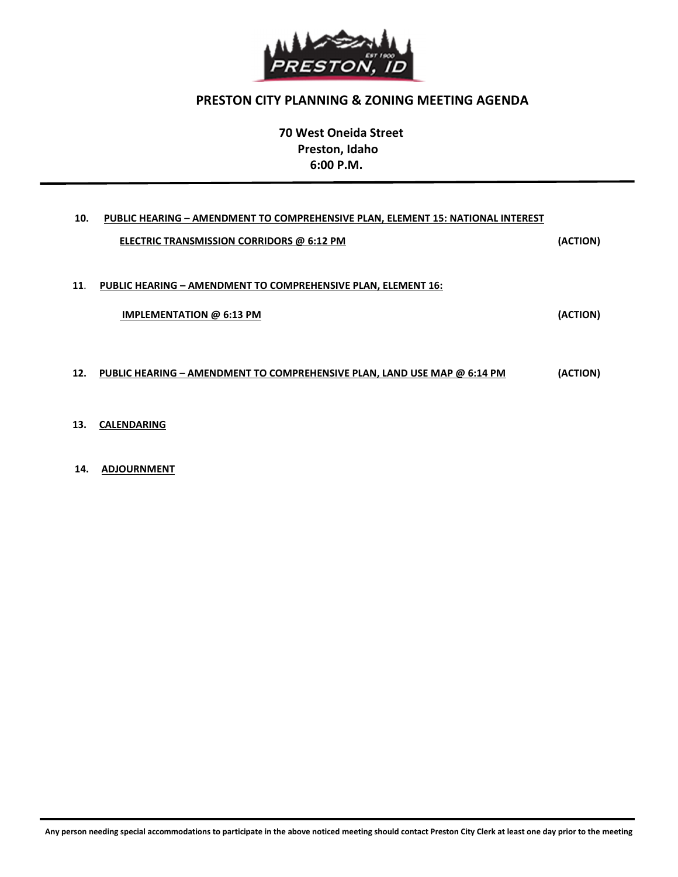## PRESTON CITY PLANNING & ZONING MEETING AGENDA

**70 West Oneida Street**
**Preston, Idaho**
**6:00 P.M.**

---

10. **PUBLIC HEARING – AMENDMENT TO COMPREHENSIVE PLAN, ELEMENT 15: NATIONAL INTEREST ELECTRIC TRANSMISSION CORRIDORS @ 6:12 PM** **(ACTION)**

11. **PUBLIC HEARING – AMENDMENT TO COMPREHENSIVE PLAN, ELEMENT 16: IMPLEMENTATION @ 6:13 PM** **(ACTION)**

12. **PUBLIC HEARING – AMENDMENT TO COMPREHENSIVE PLAN, LAND USE MAP @ 6:14 PM** **(ACTION)**

13. **CALENDARING**

14. **ADJOURNMENT**

---

**Any person needing special accommodations to participate in the above noticed meeting should contact Preston City Clerk at least one day prior to the meeting**